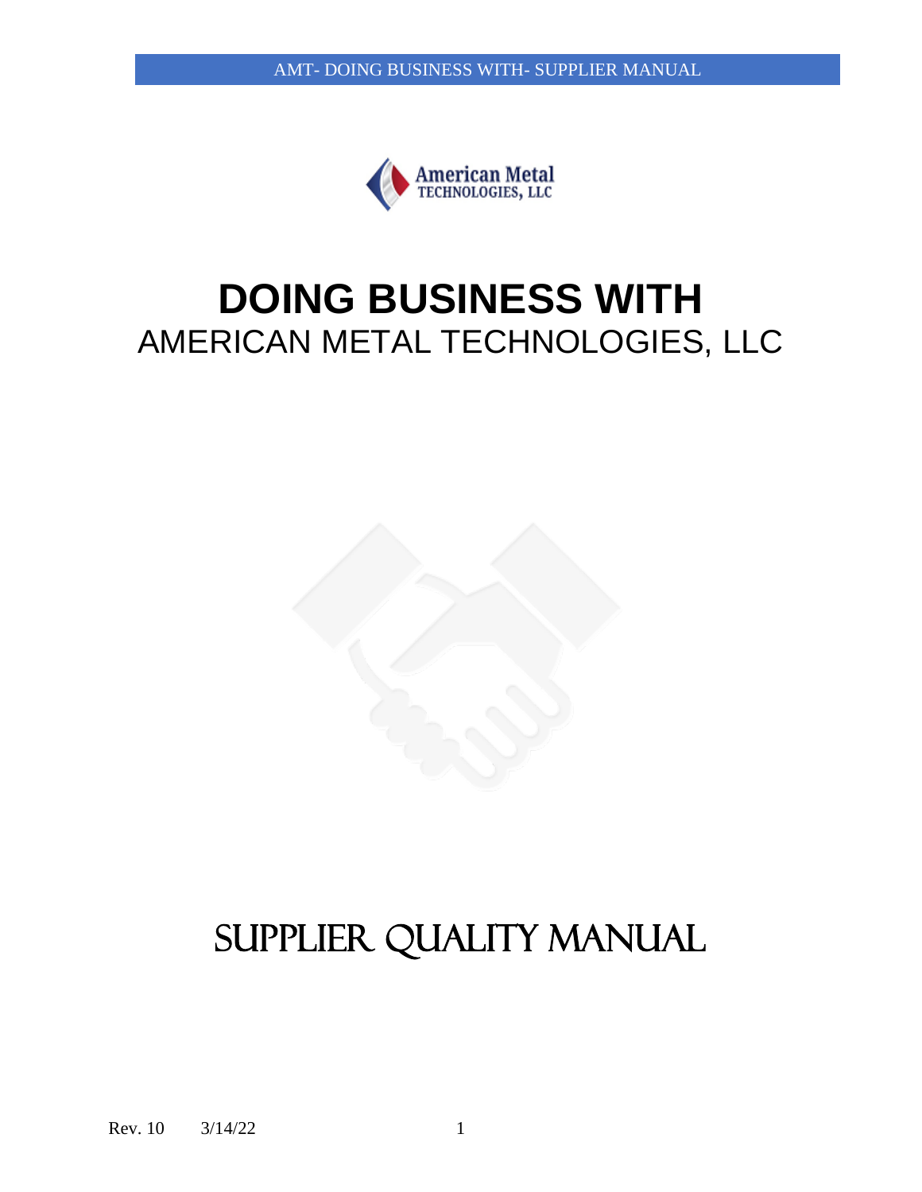# DOING BUSINESS WITH

## AMERICAN METAL TECHNOLOGIES, LLC

# SUPPLIER QUALITY MANUAL

Rev. 10 3/14/22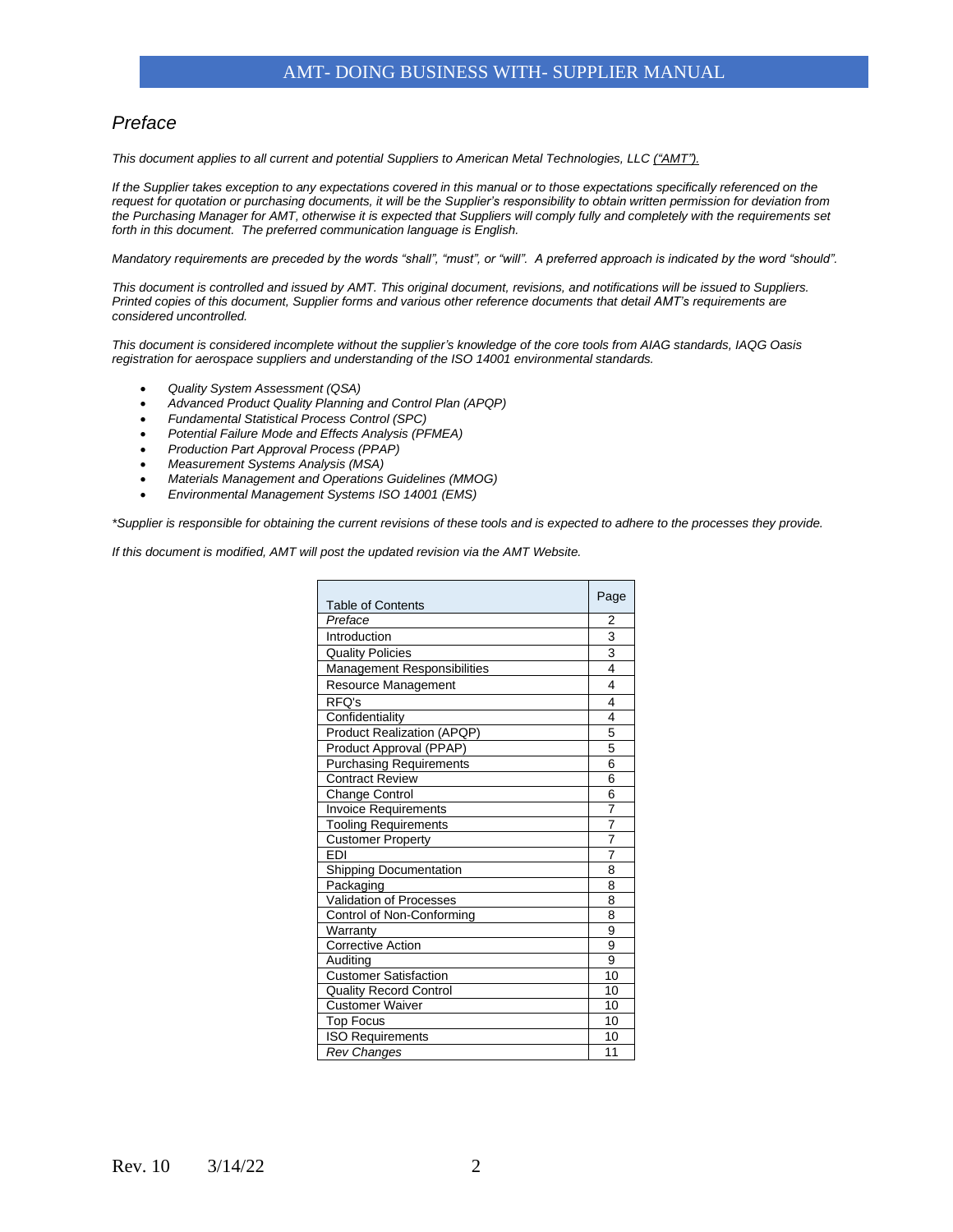## *Preface*

*This document applies to all current and potential Suppliers to American Metal Technologies, LLC ("AMT").*

*If the Supplier takes exception to any expectations covered in this manual or to those expectations specifically referenced on the request for quotation or purchasing documents, it will be the Supplier's responsibility to obtain written permission for deviation from the Purchasing Manager for AMT, otherwise it is expected that Suppliers will comply fully and completely with the requirements set forth in this document. The preferred communication language is English.*

*Mandatory requirements are preceded by the words "shall", "must", or "will". A preferred approach is indicated by the word "should".*

*This document is controlled and issued by AMT. This original document, revisions, and notifications will be issued to Suppliers. Printed copies of this document, Supplier forms and various other reference documents that detail AMT's requirements are considered uncontrolled.*

*This document is considered incomplete without the supplier's knowledge of the core tools from AIAG standards, IAQG Oasis registration for aerospace suppliers and understanding of the ISO 14001 environmental standards.*

- *Quality System Assessment (QSA)*
- *Advanced Product Quality Planning and Control Plan (APQP)*
- *Fundamental Statistical Process Control (SPC)*
- *Potential Failure Mode and Effects Analysis (PFMEA)*
- *Production Part Approval Process (PPAP)*
- *Measurement Systems Analysis (MSA)*
- *Materials Management and Operations Guidelines (MMOG)*
- *Environmental Management Systems ISO 14001 (EMS)*

*\*Supplier is responsible for obtaining the current revisions of these tools and is expected to adhere to the processes they provide.*

*If this document is modified, AMT will post the updated revision via the AMT Website.*

| Table of Contents | Page |
|---|---|
| *Preface* | 2 |
| Introduction | 3 |
| Quality Policies | 3 |
| Management Responsibilities | 4 |
| Resource Management | 4 |
| RFQ's | 4 |
| Confidentiality | 4 |
| Product Realization (APQP) | 5 |
| Product Approval (PPAP) | 5 |
| Purchasing Requirements | 6 |
| Contract Review | 6 |
| Change Control | 6 |
| Invoice Requirements | 7 |
| Tooling Requirements | 7 |
| Customer Property | 7 |
| EDI | 7 |
| Shipping Documentation | 8 |
| Packaging | 8 |
| Validation of Processes | 8 |
| Control of Non-Conforming | 8 |
| Warranty | 9 |
| Corrective Action | 9 |
| Auditing | 9 |
| Customer Satisfaction | 10 |
| Quality Record Control | 10 |
| Customer Waiver | 10 |
| Top Focus | 10 |
| ISO Requirements | 10 |
| *Rev Changes* | 11 |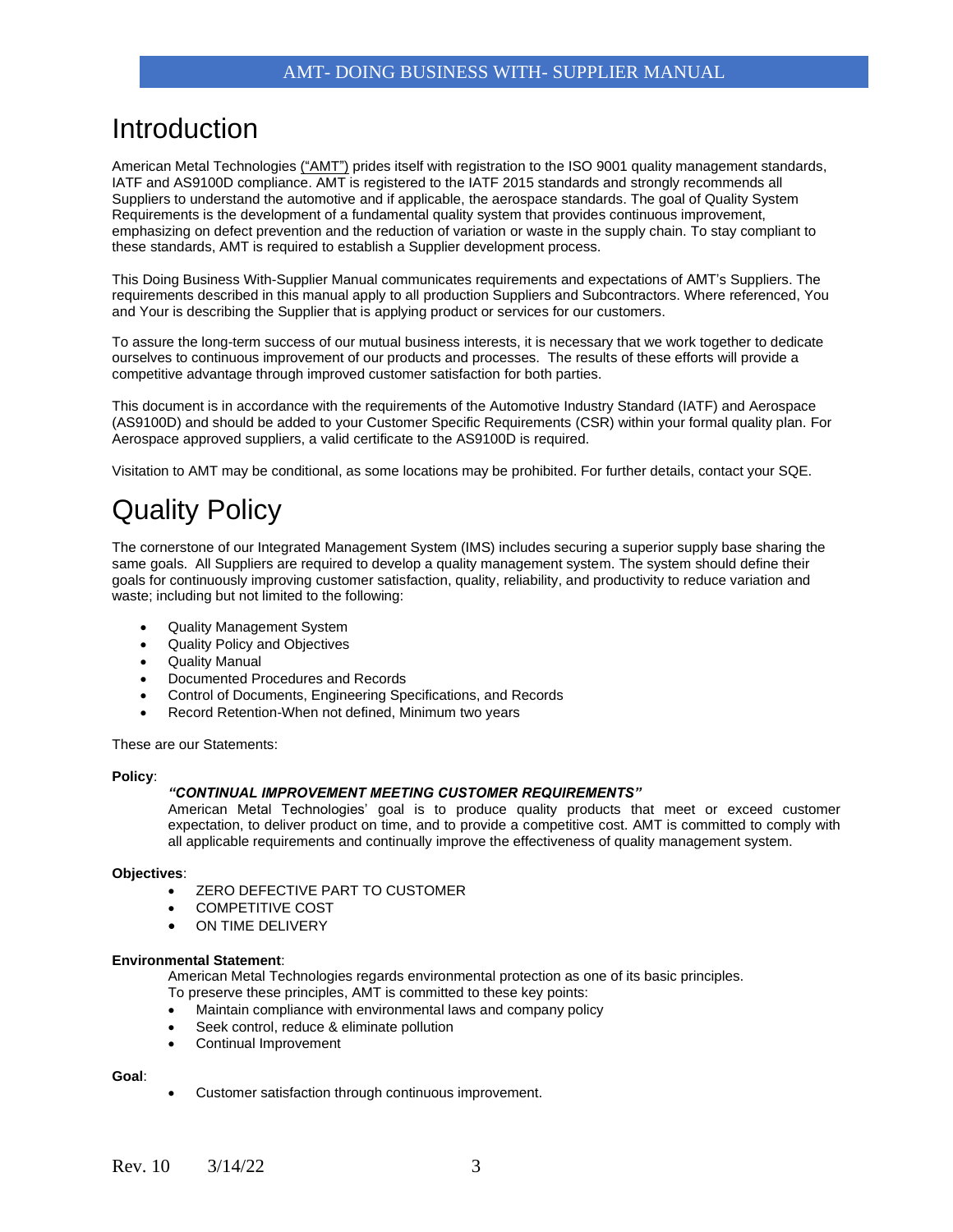# Introduction

American Metal Technologies ("AMT") prides itself with registration to the ISO 9001 quality management standards, IATF and AS9100D compliance. AMT is registered to the IATF 2015 standards and strongly recommends all Suppliers to understand the automotive and if applicable, the aerospace standards. The goal of Quality System Requirements is the development of a fundamental quality system that provides continuous improvement, emphasizing on defect prevention and the reduction of variation or waste in the supply chain. To stay compliant to these standards, AMT is required to establish a Supplier development process.

This Doing Business With-Supplier Manual communicates requirements and expectations of AMT's Suppliers. The requirements described in this manual apply to all production Suppliers and Subcontractors. Where referenced, You and Your is describing the Supplier that is applying product or services for our customers.

To assure the long-term success of our mutual business interests, it is necessary that we work together to dedicate ourselves to continuous improvement of our products and processes. The results of these efforts will provide a competitive advantage through improved customer satisfaction for both parties.

This document is in accordance with the requirements of the Automotive Industry Standard (IATF) and Aerospace (AS9100D) and should be added to your Customer Specific Requirements (CSR) within your formal quality plan. For Aerospace approved suppliers, a valid certificate to the AS9100D is required.

Visitation to AMT may be conditional, as some locations may be prohibited. For further details, contact your SQE.

# Quality Policy

The cornerstone of our Integrated Management System (IMS) includes securing a superior supply base sharing the same goals. All Suppliers are required to develop a quality management system. The system should define their goals for continuously improving customer satisfaction, quality, reliability, and productivity to reduce variation and waste; including but not limited to the following:

- Quality Management System
- Quality Policy and Objectives
- Quality Manual
- Documented Procedures and Records
- Control of Documents, Engineering Specifications, and Records
- Record Retention-When not defined, Minimum two years

These are our Statements:

**Policy**:

***"CONTINUAL IMPROVEMENT MEETING CUSTOMER REQUIREMENTS"***

American Metal Technologies' goal is to produce quality products that meet or exceed customer expectation, to deliver product on time, and to provide a competitive cost. AMT is committed to comply with all applicable requirements and continually improve the effectiveness of quality management system.

**Objectives**:

- ZERO DEFECTIVE PART TO CUSTOMER
- COMPETITIVE COST
- ON TIME DELIVERY

**Environmental Statement**:

American Metal Technologies regards environmental protection as one of its basic principles. To preserve these principles, AMT is committed to these key points:

- Maintain compliance with environmental laws and company policy
- Seek control, reduce & eliminate pollution
- Continual Improvement

**Goal**:

- Customer satisfaction through continuous improvement.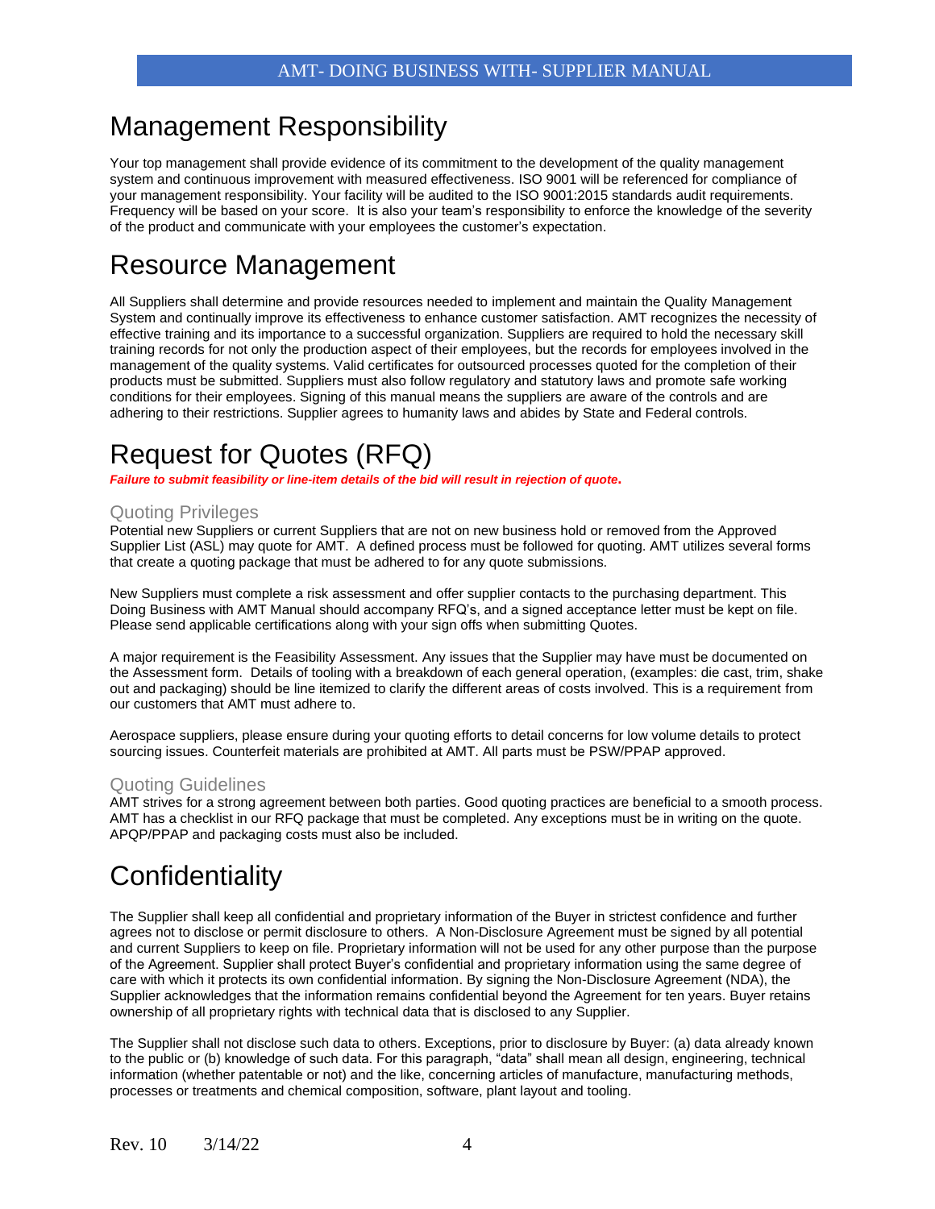# Management Responsibility

Your top management shall provide evidence of its commitment to the development of the quality management system and continuous improvement with measured effectiveness. ISO 9001 will be referenced for compliance of your management responsibility. Your facility will be audited to the ISO 9001:2015 standards audit requirements. Frequency will be based on your score. It is also your team's responsibility to enforce the knowledge of the severity of the product and communicate with your employees the customer's expectation.

# Resource Management

All Suppliers shall determine and provide resources needed to implement and maintain the Quality Management System and continually improve its effectiveness to enhance customer satisfaction. AMT recognizes the necessity of effective training and its importance to a successful organization. Suppliers are required to hold the necessary skill training records for not only the production aspect of their employees, but the records for employees involved in the management of the quality systems. Valid certificates for outsourced processes quoted for the completion of their products must be submitted. Suppliers must also follow regulatory and statutory laws and promote safe working conditions for their employees. Signing of this manual means the suppliers are aware of the controls and are adhering to their restrictions. Supplier agrees to humanity laws and abides by State and Federal controls.

# Request for Quotes (RFQ)

***Failure to submit feasibility or line-item details of the bid will result in rejection of quote.***

## Quoting Privileges

Potential new Suppliers or current Suppliers that are not on new business hold or removed from the Approved Supplier List (ASL) may quote for AMT. A defined process must be followed for quoting. AMT utilizes several forms that create a quoting package that must be adhered to for any quote submissions.

New Suppliers must complete a risk assessment and offer supplier contacts to the purchasing department. This Doing Business with AMT Manual should accompany RFQ's, and a signed acceptance letter must be kept on file. Please send applicable certifications along with your sign offs when submitting Quotes.

A major requirement is the Feasibility Assessment. Any issues that the Supplier may have must be documented on the Assessment form. Details of tooling with a breakdown of each general operation, (examples: die cast, trim, shake out and packaging) should be line itemized to clarify the different areas of costs involved. This is a requirement from our customers that AMT must adhere to.

Aerospace suppliers, please ensure during your quoting efforts to detail concerns for low volume details to protect sourcing issues. Counterfeit materials are prohibited at AMT. All parts must be PSW/PPAP approved.

## Quoting Guidelines

AMT strives for a strong agreement between both parties. Good quoting practices are beneficial to a smooth process. AMT has a checklist in our RFQ package that must be completed. Any exceptions must be in writing on the quote. APQP/PPAP and packaging costs must also be included.

# Confidentiality

The Supplier shall keep all confidential and proprietary information of the Buyer in strictest confidence and further agrees not to disclose or permit disclosure to others. A Non-Disclosure Agreement must be signed by all potential and current Suppliers to keep on file. Proprietary information will not be used for any other purpose than the purpose of the Agreement. Supplier shall protect Buyer's confidential and proprietary information using the same degree of care with which it protects its own confidential information. By signing the Non-Disclosure Agreement (NDA), the Supplier acknowledges that the information remains confidential beyond the Agreement for ten years. Buyer retains ownership of all proprietary rights with technical data that is disclosed to any Supplier.

The Supplier shall not disclose such data to others. Exceptions, prior to disclosure by Buyer: (a) data already known to the public or (b) knowledge of such data. For this paragraph, "data" shall mean all design, engineering, technical information (whether patentable or not) and the like, concerning articles of manufacture, manufacturing methods, processes or treatments and chemical composition, software, plant layout and tooling.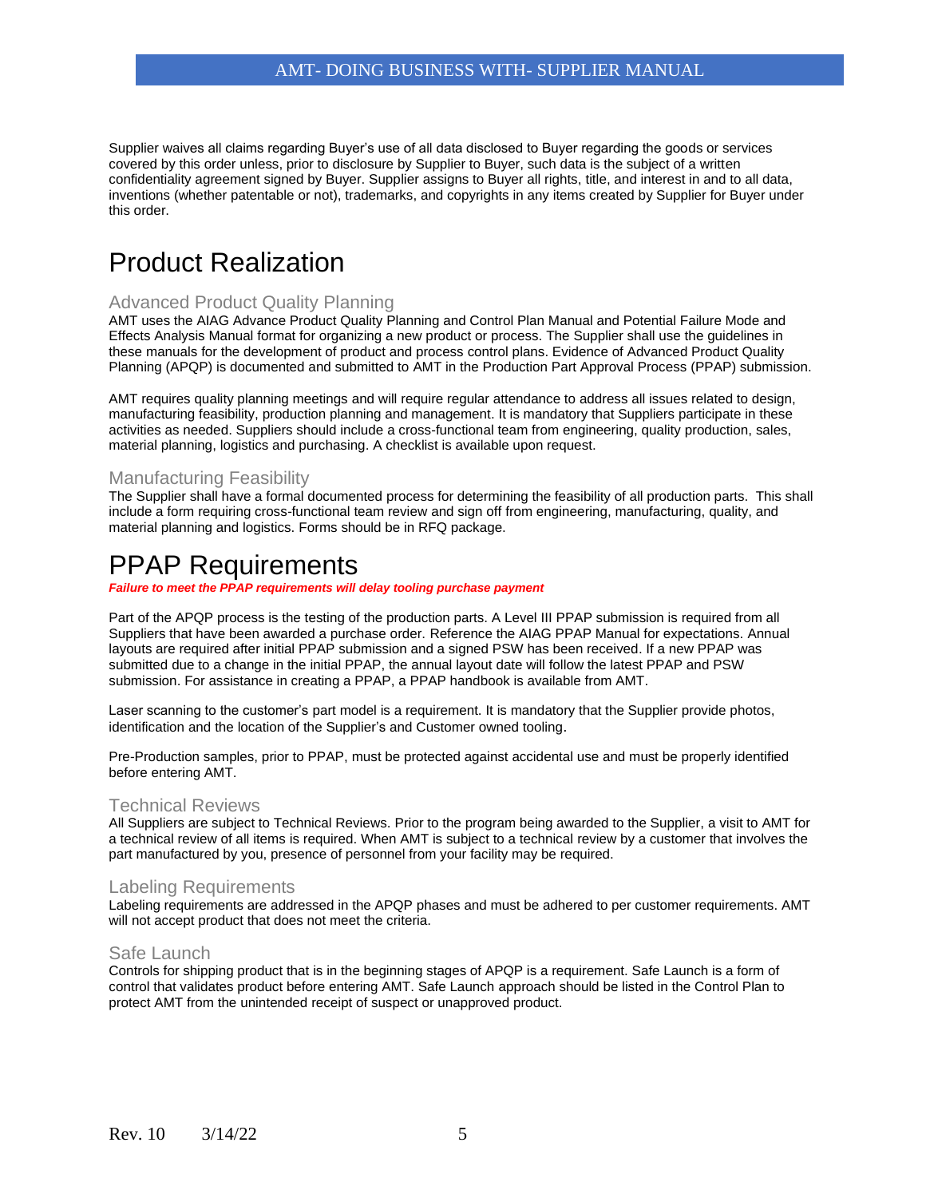Supplier waives all claims regarding Buyer's use of all data disclosed to Buyer regarding the goods or services covered by this order unless, prior to disclosure by Supplier to Buyer, such data is the subject of a written confidentiality agreement signed by Buyer. Supplier assigns to Buyer all rights, title, and interest in and to all data, inventions (whether patentable or not), trademarks, and copyrights in any items created by Supplier for Buyer under this order.

# Product Realization

## Advanced Product Quality Planning

AMT uses the AIAG Advance Product Quality Planning and Control Plan Manual and Potential Failure Mode and Effects Analysis Manual format for organizing a new product or process. The Supplier shall use the guidelines in these manuals for the development of product and process control plans. Evidence of Advanced Product Quality Planning (APQP) is documented and submitted to AMT in the Production Part Approval Process (PPAP) submission.

AMT requires quality planning meetings and will require regular attendance to address all issues related to design, manufacturing feasibility, production planning and management. It is mandatory that Suppliers participate in these activities as needed. Suppliers should include a cross-functional team from engineering, quality production, sales, material planning, logistics and purchasing. A checklist is available upon request.

## Manufacturing Feasibility

The Supplier shall have a formal documented process for determining the feasibility of all production parts. This shall include a form requiring cross-functional team review and sign off from engineering, manufacturing, quality, and material planning and logistics. Forms should be in RFQ package.

# PPAP Requirements

***Failure to meet the PPAP requirements will delay tooling purchase payment***

Part of the APQP process is the testing of the production parts. A Level III PPAP submission is required from all Suppliers that have been awarded a purchase order. Reference the AIAG PPAP Manual for expectations. Annual layouts are required after initial PPAP submission and a signed PSW has been received. If a new PPAP was submitted due to a change in the initial PPAP, the annual layout date will follow the latest PPAP and PSW submission. For assistance in creating a PPAP, a PPAP handbook is available from AMT.

Laser scanning to the customer's part model is a requirement. It is mandatory that the Supplier provide photos, identification and the location of the Supplier's and Customer owned tooling.

Pre-Production samples, prior to PPAP, must be protected against accidental use and must be properly identified before entering AMT.

## Technical Reviews

All Suppliers are subject to Technical Reviews. Prior to the program being awarded to the Supplier, a visit to AMT for a technical review of all items is required. When AMT is subject to a technical review by a customer that involves the part manufactured by you, presence of personnel from your facility may be required.

## Labeling Requirements

Labeling requirements are addressed in the APQP phases and must be adhered to per customer requirements. AMT will not accept product that does not meet the criteria.

## Safe Launch

Controls for shipping product that is in the beginning stages of APQP is a requirement. Safe Launch is a form of control that validates product before entering AMT. Safe Launch approach should be listed in the Control Plan to protect AMT from the unintended receipt of suspect or unapproved product.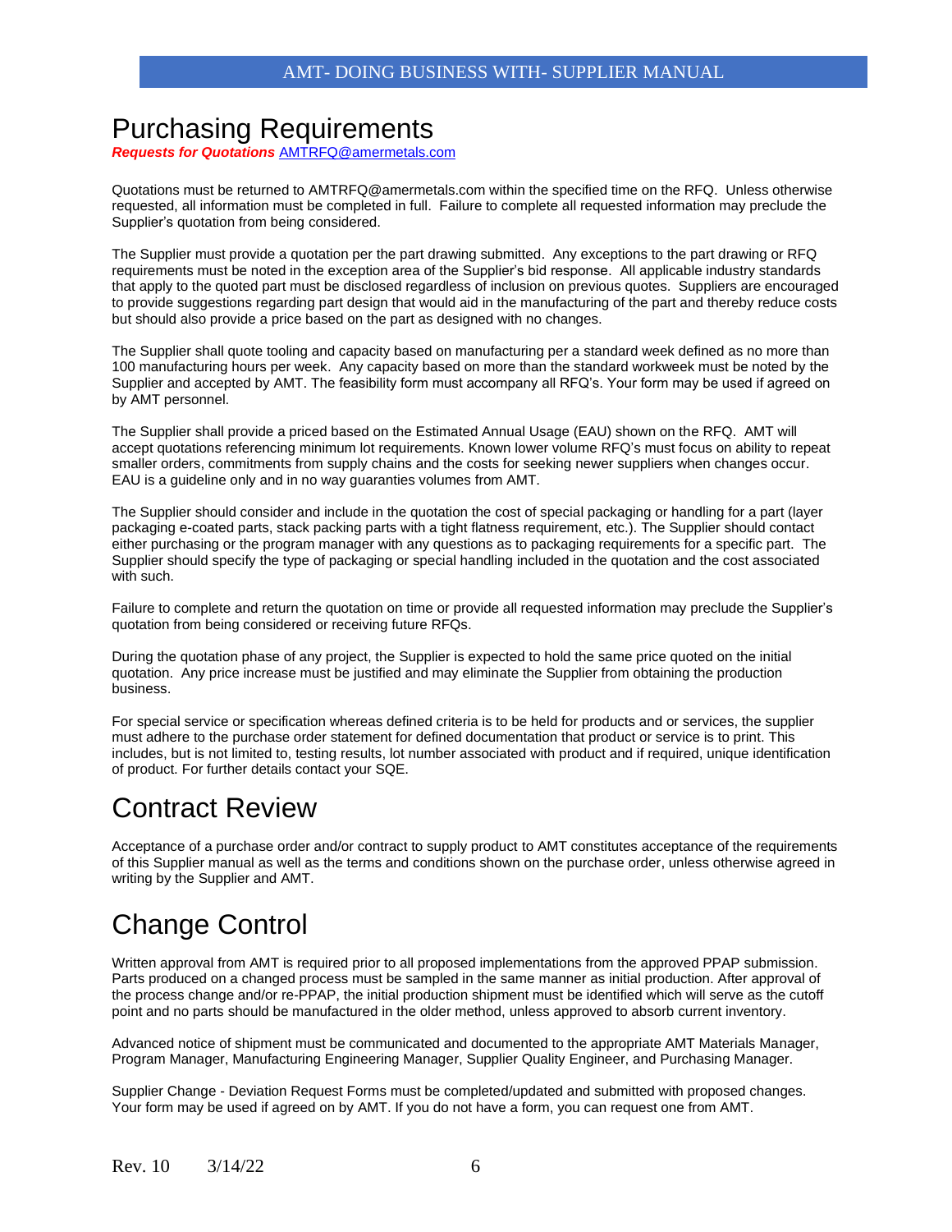# Purchasing Requirements

***Requests for Quotations*** AMTRFQ@amermetals.com

Quotations must be returned to AMTRFQ@amermetals.com within the specified time on the RFQ. Unless otherwise requested, all information must be completed in full. Failure to complete all requested information may preclude the Supplier's quotation from being considered.

The Supplier must provide a quotation per the part drawing submitted. Any exceptions to the part drawing or RFQ requirements must be noted in the exception area of the Supplier's bid response. All applicable industry standards that apply to the quoted part must be disclosed regardless of inclusion on previous quotes. Suppliers are encouraged to provide suggestions regarding part design that would aid in the manufacturing of the part and thereby reduce costs but should also provide a price based on the part as designed with no changes.

The Supplier shall quote tooling and capacity based on manufacturing per a standard week defined as no more than 100 manufacturing hours per week. Any capacity based on more than the standard workweek must be noted by the Supplier and accepted by AMT. The feasibility form must accompany all RFQ's. Your form may be used if agreed on by AMT personnel.

The Supplier shall provide a priced based on the Estimated Annual Usage (EAU) shown on the RFQ. AMT will accept quotations referencing minimum lot requirements. Known lower volume RFQ's must focus on ability to repeat smaller orders, commitments from supply chains and the costs for seeking newer suppliers when changes occur. EAU is a guideline only and in no way guaranties volumes from AMT.

The Supplier should consider and include in the quotation the cost of special packaging or handling for a part (layer packaging e-coated parts, stack packing parts with a tight flatness requirement, etc.). The Supplier should contact either purchasing or the program manager with any questions as to packaging requirements for a specific part. The Supplier should specify the type of packaging or special handling included in the quotation and the cost associated with such.

Failure to complete and return the quotation on time or provide all requested information may preclude the Supplier's quotation from being considered or receiving future RFQs.

During the quotation phase of any project, the Supplier is expected to hold the same price quoted on the initial quotation. Any price increase must be justified and may eliminate the Supplier from obtaining the production business.

For special service or specification whereas defined criteria is to be held for products and or services, the supplier must adhere to the purchase order statement for defined documentation that product or service is to print. This includes, but is not limited to, testing results, lot number associated with product and if required, unique identification of product. For further details contact your SQE.

# Contract Review

Acceptance of a purchase order and/or contract to supply product to AMT constitutes acceptance of the requirements of this Supplier manual as well as the terms and conditions shown on the purchase order, unless otherwise agreed in writing by the Supplier and AMT.

# Change Control

Written approval from AMT is required prior to all proposed implementations from the approved PPAP submission. Parts produced on a changed process must be sampled in the same manner as initial production. After approval of the process change and/or re-PPAP, the initial production shipment must be identified which will serve as the cutoff point and no parts should be manufactured in the older method, unless approved to absorb current inventory.

Advanced notice of shipment must be communicated and documented to the appropriate AMT Materials Manager, Program Manager, Manufacturing Engineering Manager, Supplier Quality Engineer, and Purchasing Manager.

Supplier Change - Deviation Request Forms must be completed/updated and submitted with proposed changes. Your form may be used if agreed on by AMT. If you do not have a form, you can request one from AMT.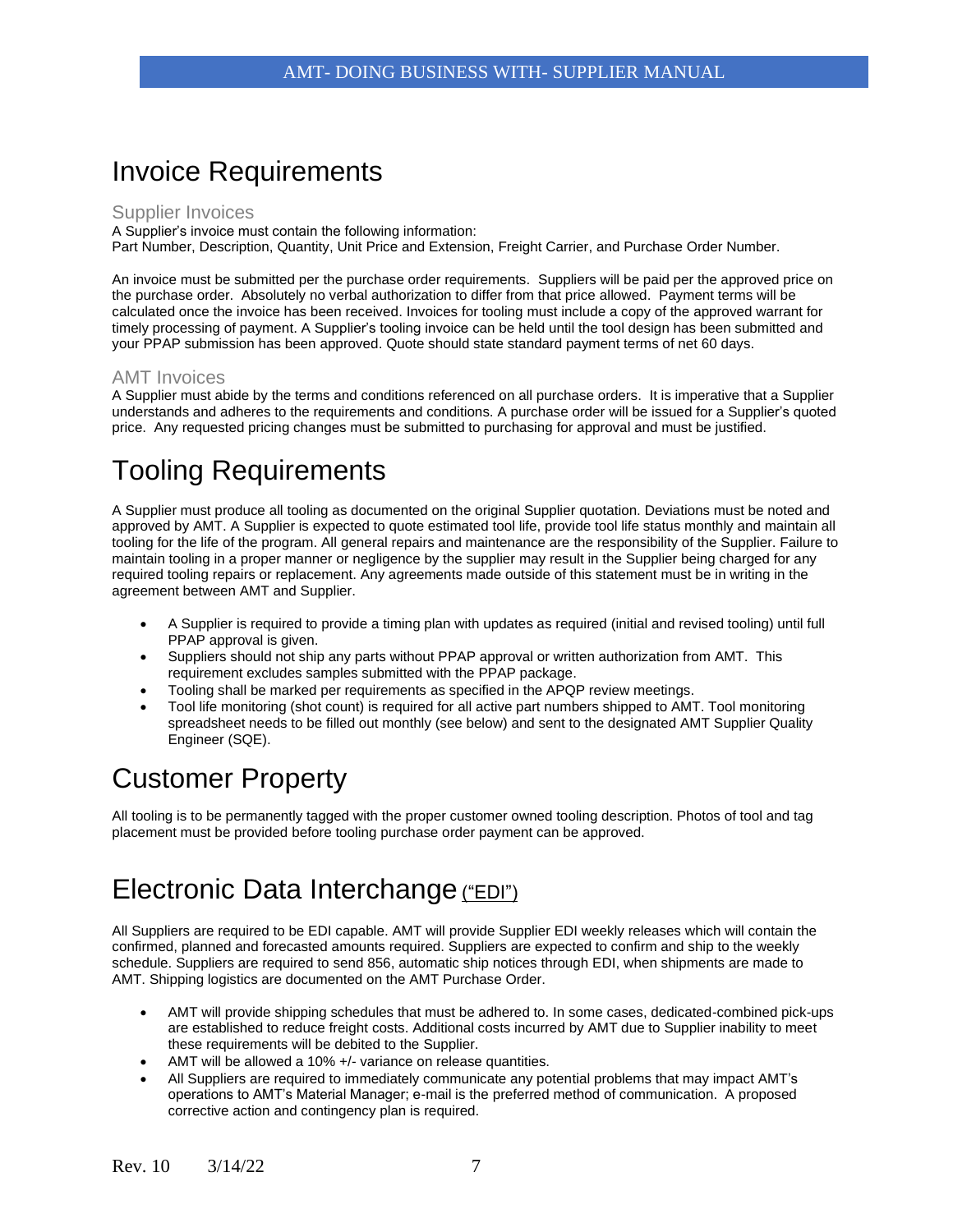# Invoice Requirements

## Supplier Invoices

A Supplier's invoice must contain the following information:
Part Number, Description, Quantity, Unit Price and Extension, Freight Carrier, and Purchase Order Number.

An invoice must be submitted per the purchase order requirements. Suppliers will be paid per the approved price on the purchase order. Absolutely no verbal authorization to differ from that price allowed. Payment terms will be calculated once the invoice has been received. Invoices for tooling must include a copy of the approved warrant for timely processing of payment. A Supplier's tooling invoice can be held until the tool design has been submitted and your PPAP submission has been approved. Quote should state standard payment terms of net 60 days.

## AMT Invoices

A Supplier must abide by the terms and conditions referenced on all purchase orders. It is imperative that a Supplier understands and adheres to the requirements and conditions. A purchase order will be issued for a Supplier's quoted price. Any requested pricing changes must be submitted to purchasing for approval and must be justified.

# Tooling Requirements

A Supplier must produce all tooling as documented on the original Supplier quotation. Deviations must be noted and approved by AMT. A Supplier is expected to quote estimated tool life, provide tool life status monthly and maintain all tooling for the life of the program. All general repairs and maintenance are the responsibility of the Supplier. Failure to maintain tooling in a proper manner or negligence by the supplier may result in the Supplier being charged for any required tooling repairs or replacement. Any agreements made outside of this statement must be in writing in the agreement between AMT and Supplier.

- A Supplier is required to provide a timing plan with updates as required (initial and revised tooling) until full PPAP approval is given.
- Suppliers should not ship any parts without PPAP approval or written authorization from AMT. This requirement excludes samples submitted with the PPAP package.
- Tooling shall be marked per requirements as specified in the APQP review meetings.
- Tool life monitoring (shot count) is required for all active part numbers shipped to AMT. Tool monitoring spreadsheet needs to be filled out monthly (see below) and sent to the designated AMT Supplier Quality Engineer (SQE).

# Customer Property

All tooling is to be permanently tagged with the proper customer owned tooling description. Photos of tool and tag placement must be provided before tooling purchase order payment can be approved.

# Electronic Data Interchange ("EDI")

All Suppliers are required to be EDI capable. AMT will provide Supplier EDI weekly releases which will contain the confirmed, planned and forecasted amounts required. Suppliers are expected to confirm and ship to the weekly schedule. Suppliers are required to send 856, automatic ship notices through EDI, when shipments are made to AMT. Shipping logistics are documented on the AMT Purchase Order.

- AMT will provide shipping schedules that must be adhered to. In some cases, dedicated-combined pick-ups are established to reduce freight costs. Additional costs incurred by AMT due to Supplier inability to meet these requirements will be debited to the Supplier.
- AMT will be allowed a 10% +/- variance on release quantities.
- All Suppliers are required to immediately communicate any potential problems that may impact AMT's operations to AMT's Material Manager; e-mail is the preferred method of communication. A proposed corrective action and contingency plan is required.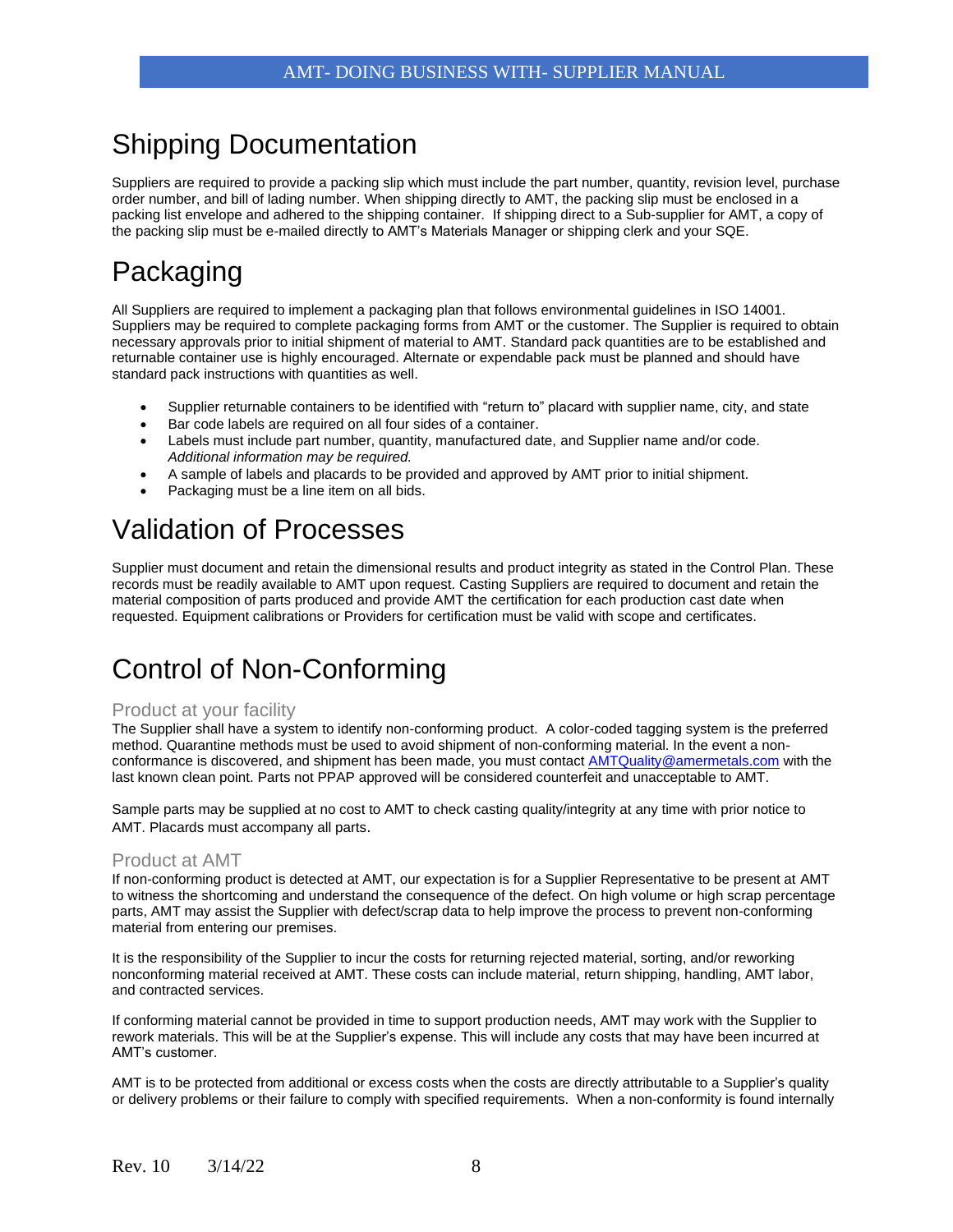# Shipping Documentation

Suppliers are required to provide a packing slip which must include the part number, quantity, revision level, purchase order number, and bill of lading number. When shipping directly to AMT, the packing slip must be enclosed in a packing list envelope and adhered to the shipping container. If shipping direct to a Sub-supplier for AMT, a copy of the packing slip must be e-mailed directly to AMT's Materials Manager or shipping clerk and your SQE.

# Packaging

All Suppliers are required to implement a packaging plan that follows environmental guidelines in ISO 14001. Suppliers may be required to complete packaging forms from AMT or the customer. The Supplier is required to obtain necessary approvals prior to initial shipment of material to AMT. Standard pack quantities are to be established and returnable container use is highly encouraged. Alternate or expendable pack must be planned and should have standard pack instructions with quantities as well.

- Supplier returnable containers to be identified with "return to" placard with supplier name, city, and state
- Bar code labels are required on all four sides of a container.
- Labels must include part number, quantity, manufactured date, and Supplier name and/or code. *Additional information may be required.*
- A sample of labels and placards to be provided and approved by AMT prior to initial shipment.
- Packaging must be a line item on all bids.

# Validation of Processes

Supplier must document and retain the dimensional results and product integrity as stated in the Control Plan. These records must be readily available to AMT upon request. Casting Suppliers are required to document and retain the material composition of parts produced and provide AMT the certification for each production cast date when requested. Equipment calibrations or Providers for certification must be valid with scope and certificates.

# Control of Non-Conforming

## Product at your facility

The Supplier shall have a system to identify non-conforming product. A color-coded tagging system is the preferred method. Quarantine methods must be used to avoid shipment of non-conforming material. In the event a non-conformance is discovered, and shipment has been made, you must contact AMTQuality@amermetals.com with the last known clean point. Parts not PPAP approved will be considered counterfeit and unacceptable to AMT.

Sample parts may be supplied at no cost to AMT to check casting quality/integrity at any time with prior notice to AMT. Placards must accompany all parts.

## Product at AMT

If non-conforming product is detected at AMT, our expectation is for a Supplier Representative to be present at AMT to witness the shortcoming and understand the consequence of the defect. On high volume or high scrap percentage parts, AMT may assist the Supplier with defect/scrap data to help improve the process to prevent non-conforming material from entering our premises.

It is the responsibility of the Supplier to incur the costs for returning rejected material, sorting, and/or reworking nonconforming material received at AMT. These costs can include material, return shipping, handling, AMT labor, and contracted services.

If conforming material cannot be provided in time to support production needs, AMT may work with the Supplier to rework materials. This will be at the Supplier's expense. This will include any costs that may have been incurred at AMT's customer.

AMT is to be protected from additional or excess costs when the costs are directly attributable to a Supplier's quality or delivery problems or their failure to comply with specified requirements. When a non-conformity is found internally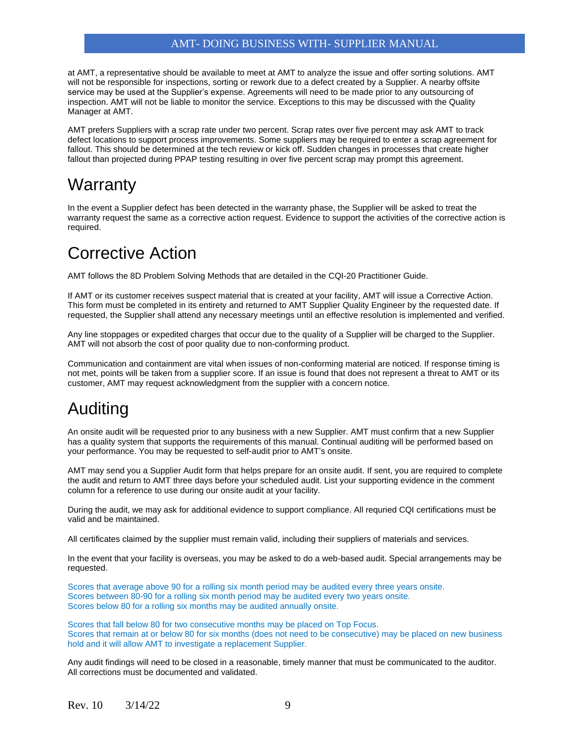at AMT, a representative should be available to meet at AMT to analyze the issue and offer sorting solutions. AMT will not be responsible for inspections, sorting or rework due to a defect created by a Supplier. A nearby offsite service may be used at the Supplier's expense. Agreements will need to be made prior to any outsourcing of inspection. AMT will not be liable to monitor the service. Exceptions to this may be discussed with the Quality Manager at AMT.

AMT prefers Suppliers with a scrap rate under two percent. Scrap rates over five percent may ask AMT to track defect locations to support process improvements. Some suppliers may be required to enter a scrap agreement for fallout. This should be determined at the tech review or kick off. Sudden changes in processes that create higher fallout than projected during PPAP testing resulting in over five percent scrap may prompt this agreement.

# Warranty

In the event a Supplier defect has been detected in the warranty phase, the Supplier will be asked to treat the warranty request the same as a corrective action request. Evidence to support the activities of the corrective action is required.

# Corrective Action

AMT follows the 8D Problem Solving Methods that are detailed in the CQI-20 Practitioner Guide.

If AMT or its customer receives suspect material that is created at your facility, AMT will issue a Corrective Action. This form must be completed in its entirety and returned to AMT Supplier Quality Engineer by the requested date. If requested, the Supplier shall attend any necessary meetings until an effective resolution is implemented and verified.

Any line stoppages or expedited charges that occur due to the quality of a Supplier will be charged to the Supplier. AMT will not absorb the cost of poor quality due to non-conforming product.

Communication and containment are vital when issues of non-conforming material are noticed. If response timing is not met, points will be taken from a supplier score. If an issue is found that does not represent a threat to AMT or its customer, AMT may request acknowledgment from the supplier with a concern notice.

# Auditing

An onsite audit will be requested prior to any business with a new Supplier. AMT must confirm that a new Supplier has a quality system that supports the requirements of this manual. Continual auditing will be performed based on your performance. You may be requested to self-audit prior to AMT's onsite.

AMT may send you a Supplier Audit form that helps prepare for an onsite audit. If sent, you are required to complete the audit and return to AMT three days before your scheduled audit. List your supporting evidence in the comment column for a reference to use during our onsite audit at your facility.

During the audit, we may ask for additional evidence to support compliance. All requried CQI certifications must be valid and be maintained.

All certificates claimed by the supplier must remain valid, including their suppliers of materials and services.

In the event that your facility is overseas, you may be asked to do a web-based audit. Special arrangements may be requested.

Scores that average above 90 for a rolling six month period may be audited every three years onsite.
Scores between 80-90 for a rolling six month period may be audited every two years onsite.
Scores below 80 for a rolling six months may be audited annually onsite.

Scores that fall below 80 for two consecutive months may be placed on Top Focus.
Scores that remain at or below 80 for six months (does not need to be consecutive) may be placed on new business hold and it will allow AMT to investigate a replacement Supplier.

Any audit findings will need to be closed in a reasonable, timely manner that must be communicated to the auditor. All corrections must be documented and validated.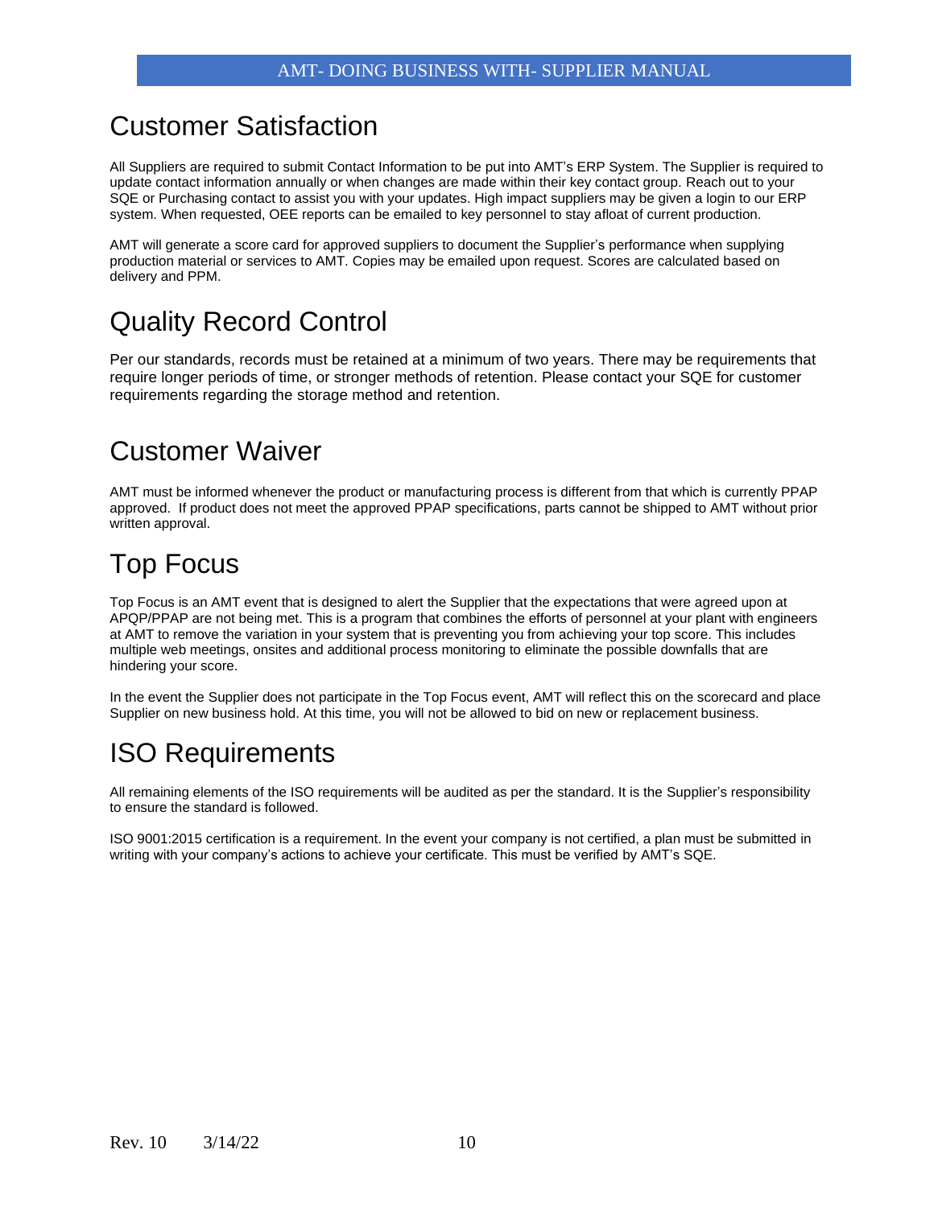# Customer Satisfaction

All Suppliers are required to submit Contact Information to be put into AMT's ERP System. The Supplier is required to update contact information annually or when changes are made within their key contact group. Reach out to your SQE or Purchasing contact to assist you with your updates. High impact suppliers may be given a login to our ERP system. When requested, OEE reports can be emailed to key personnel to stay afloat of current production.

AMT will generate a score card for approved suppliers to document the Supplier's performance when supplying production material or services to AMT. Copies may be emailed upon request. Scores are calculated based on delivery and PPM.

# Quality Record Control

Per our standards, records must be retained at a minimum of two years. There may be requirements that require longer periods of time, or stronger methods of retention. Please contact your SQE for customer requirements regarding the storage method and retention.

# Customer Waiver

AMT must be informed whenever the product or manufacturing process is different from that which is currently PPAP approved. If product does not meet the approved PPAP specifications, parts cannot be shipped to AMT without prior written approval.

# Top Focus

Top Focus is an AMT event that is designed to alert the Supplier that the expectations that were agreed upon at APQP/PPAP are not being met. This is a program that combines the efforts of personnel at your plant with engineers at AMT to remove the variation in your system that is preventing you from achieving your top score. This includes multiple web meetings, onsites and additional process monitoring to eliminate the possible downfalls that are hindering your score.

In the event the Supplier does not participate in the Top Focus event, AMT will reflect this on the scorecard and place Supplier on new business hold. At this time, you will not be allowed to bid on new or replacement business.

# ISO Requirements

All remaining elements of the ISO requirements will be audited as per the standard. It is the Supplier's responsibility to ensure the standard is followed.

ISO 9001:2015 certification is a requirement. In the event your company is not certified, a plan must be submitted in writing with your company's actions to achieve your certificate. This must be verified by AMT's SQE.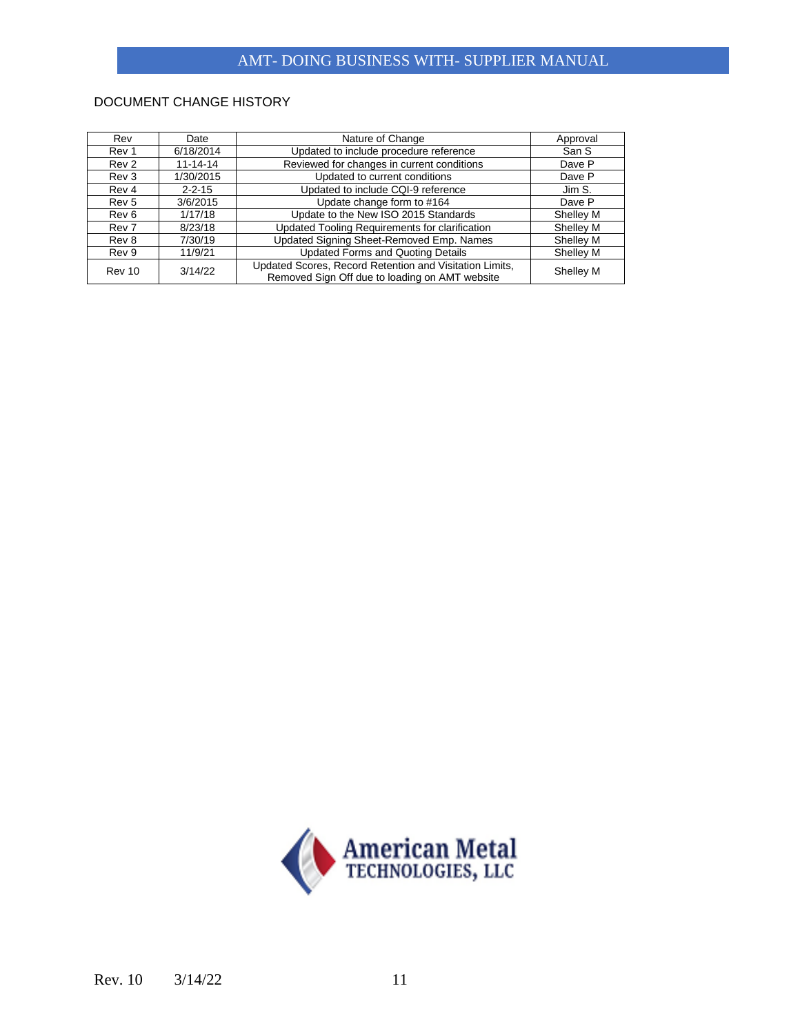DOCUMENT CHANGE HISTORY

| Rev | Date | Nature of Change | Approval |
|---|---|---|---|
| Rev 1 | 6/18/2014 | Updated to include procedure reference | San S |
| Rev 2 | 11-14-14 | Reviewed for changes in current conditions | Dave P |
| Rev 3 | 1/30/2015 | Updated to current conditions | Dave P |
| Rev 4 | 2-2-15 | Updated to include CQI-9 reference | Jim S. |
| Rev 5 | 3/6/2015 | Update change form to #164 | Dave P |
| Rev 6 | 1/17/18 | Update to the New ISO 2015 Standards | Shelley M |
| Rev 7 | 8/23/18 | Updated Tooling Requirements for clarification | Shelley M |
| Rev 8 | 7/30/19 | Updated Signing Sheet-Removed Emp. Names | Shelley M |
| Rev 9 | 11/9/21 | Updated Forms and Quoting Details | Shelley M |
| Rev 10 | 3/14/22 | Updated Scores, Record Retention and Visitation Limits, Removed Sign Off due to loading on AMT website | Shelley M |

American Metal TECHNOLOGIES, LLC